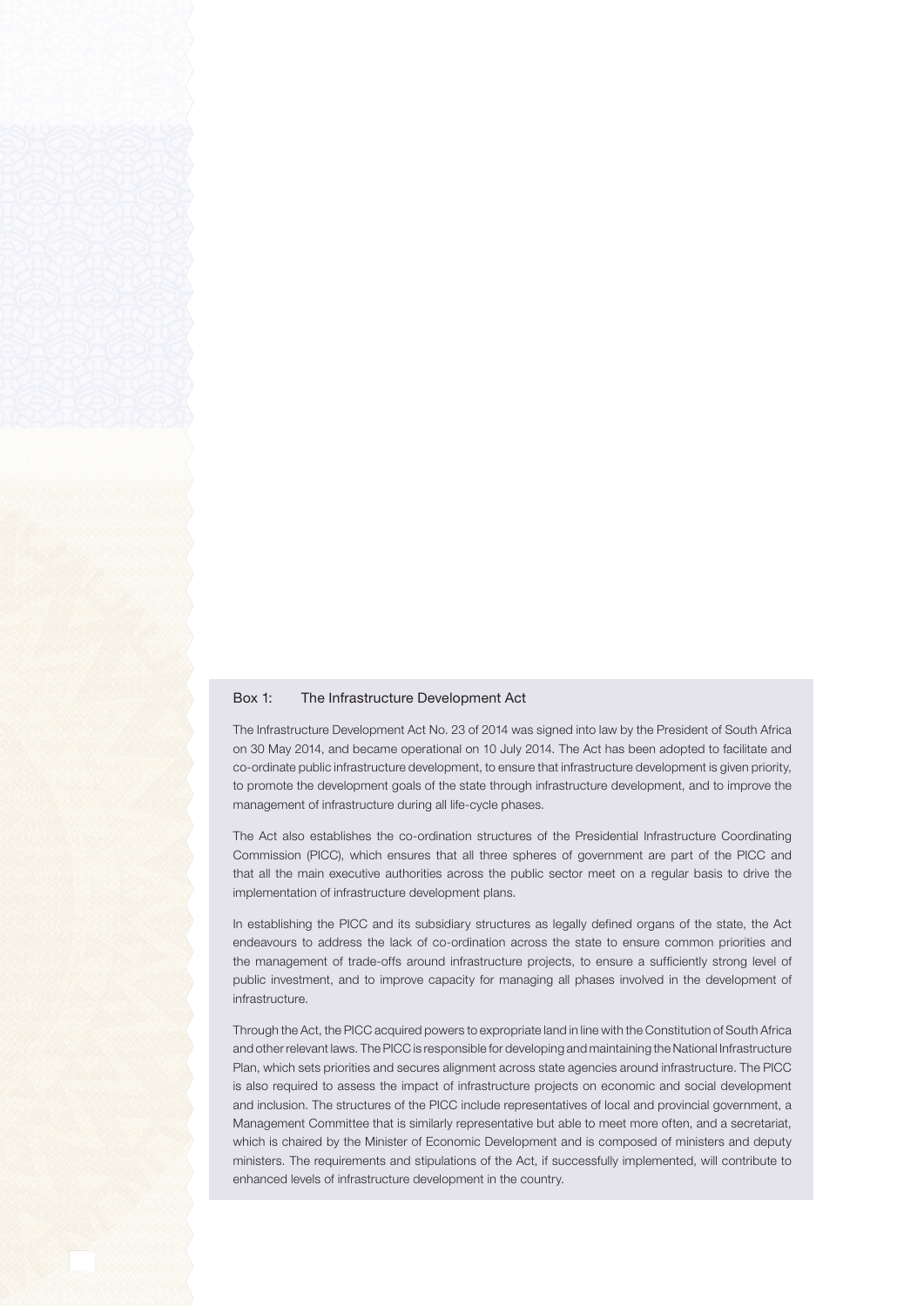### Box 1: The Infrastructure Development Act

The Infrastructure Development Act No. 23 of 2014 was signed into law by the President of South Africa on 30 May 2014, and became operational on 10 July 2014. The Act has been adopted to facilitate and co-ordinate public infrastructure development, to ensure that infrastructure development is given priority, to promote the development goals of the state through infrastructure development, and to improve the management of infrastructure during all life-cycle phases.

The Act also establishes the co-ordination structures of the Presidential Infrastructure Coordinating Commission (PICC), which ensures that all three spheres of government are part of the PICC and that all the main executive authorities across the public sector meet on a regular basis to drive the implementation of infrastructure development plans.

In establishing the PICC and its subsidiary structures as legally defined organs of the state, the Act endeavours to address the lack of co-ordination across the state to ensure common priorities and the management of trade-offs around infrastructure projects, to ensure a sufficiently strong level of public investment, and to improve capacity for managing all phases involved in the development of infrastructure.

Through the Act, the PICC acquired powers to expropriate land in line with the Constitution of South Africa and other relevant laws. The PICC is responsible for developing and maintaining the National Infrastructure Plan, which sets priorities and secures alignment across state agencies around infrastructure. The PICC is also required to assess the impact of infrastructure projects on economic and social development and inclusion. The structures of the PICC include representatives of local and provincial government, a Management Committee that is similarly representative but able to meet more often, and a secretariat, which is chaired by the Minister of Economic Development and is composed of ministers and deputy ministers. The requirements and stipulations of the Act, if successfully implemented, will contribute to enhanced levels of infrastructure development in the country.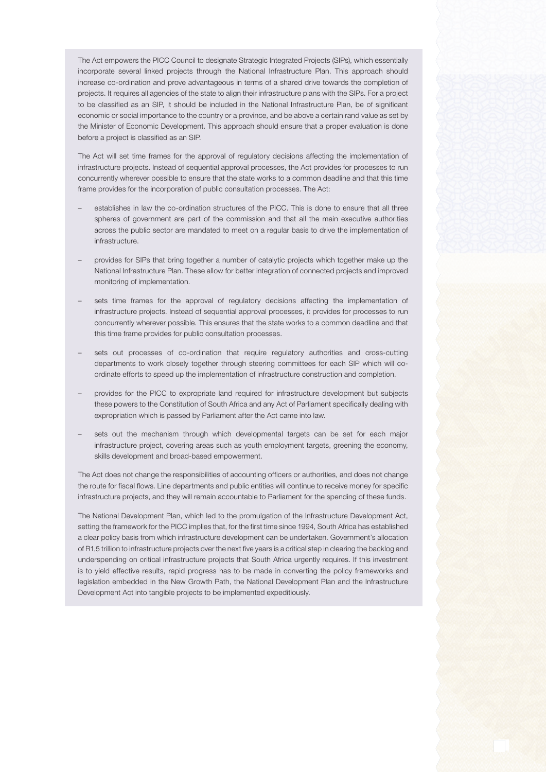The Act empowers the PICC Council to designate Strategic Integrated Projects (SIPs), which essentially incorporate several linked projects through the National Infrastructure Plan. This approach should increase co-ordination and prove advantageous in terms of a shared drive towards the completion of projects. It requires all agencies of the state to align their infrastructure plans with the SIPs. For a project to be classified as an SIP, it should be included in the National Infrastructure Plan, be of significant economic or social importance to the country or a province, and be above a certain rand value as set by the Minister of Economic Development. This approach should ensure that a proper evaluation is done before a project is classified as an SIP.

The Act will set time frames for the approval of regulatory decisions affecting the implementation of infrastructure projects. Instead of sequential approval processes, the Act provides for processes to run concurrently wherever possible to ensure that the state works to a common deadline and that this time frame provides for the incorporation of public consultation processes. The Act:

- establishes in law the co-ordination structures of the PICC. This is done to ensure that all three spheres of government are part of the commission and that all the main executive authorities across the public sector are mandated to meet on a regular basis to drive the implementation of infrastructure.
- provides for SIPs that bring together a number of catalytic projects which together make up the National Infrastructure Plan. These allow for better integration of connected projects and improved monitoring of implementation.
- sets time frames for the approval of regulatory decisions affecting the implementation of infrastructure projects. Instead of sequential approval processes, it provides for processes to run concurrently wherever possible. This ensures that the state works to a common deadline and that this time frame provides for public consultation processes.
- sets out processes of co-ordination that require regulatory authorities and cross-cutting departments to work closely together through steering committees for each SIP which will co-ordinate efforts to speed up the implementation of infrastructure construction and completion.
- provides for the PICC to expropriate land required for infrastructure development but subjects these powers to the Constitution of South Africa and any Act of Parliament specifically dealing with expropriation which is passed by Parliament after the Act came into law.
- sets out the mechanism through which developmental targets can be set for each major infrastructure project, covering areas such as youth employment targets, greening the economy, skills development and broad-based empowerment.

The Act does not change the responsibilities of accounting officers or authorities, and does not change the route for fiscal flows. Line departments and public entities will continue to receive money for specific infrastructure projects, and they will remain accountable to Parliament for the spending of these funds.

The National Development Plan, which led to the promulgation of the Infrastructure Development Act, setting the framework for the PICC implies that, for the first time since 1994, South Africa has established a clear policy basis from which infrastructure development can be undertaken. Government's allocation of R1,5 trillion to infrastructure projects over the next five years is a critical step in clearing the backlog and underspending on critical infrastructure projects that South Africa urgently requires. If this investment is to yield effective results, rapid progress has to be made in converting the policy frameworks and legislation embedded in the New Growth Path, the National Development Plan and the Infrastructure Development Act into tangible projects to be implemented expeditiously.